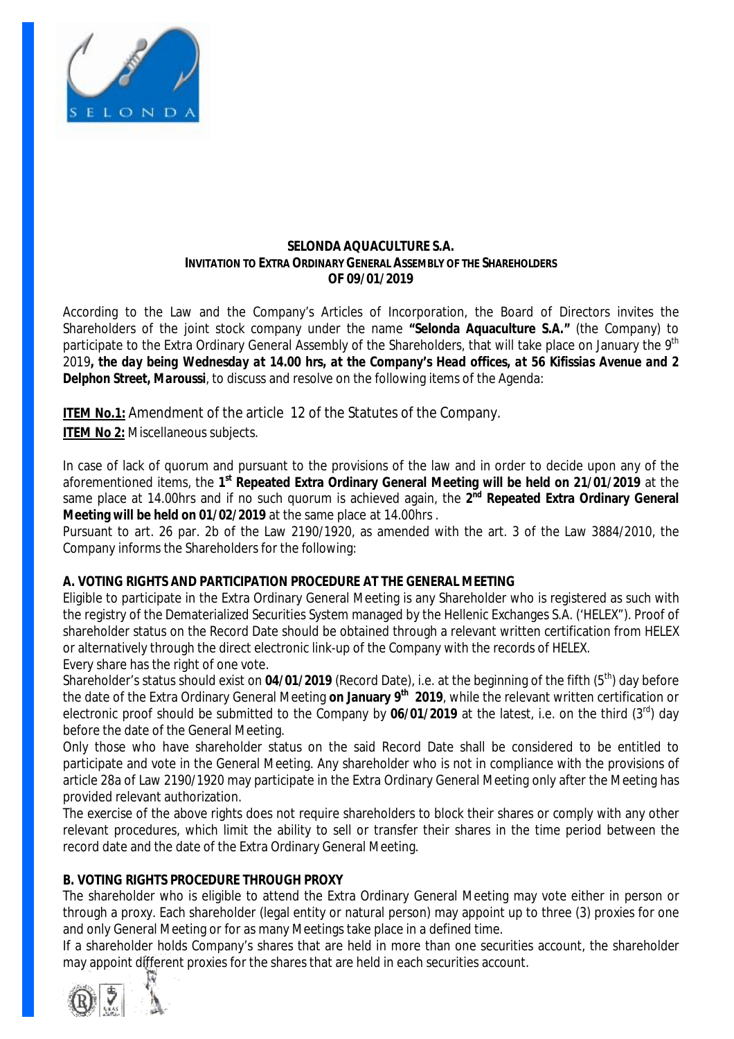**SELONDA AQUACULTURE S.A.**
**INVITATION TO EXTRA ORDINARY GENERAL ASSEMBLY OF THE SHAREHOLDERS**
**OF 09/01/2019**

According to the Law and the Company's Articles of Incorporation, the Board of Directors invites the Shareholders of the joint stock company under the name **"Selonda Aquaculture S.A."** (the Company) to participate to the Extra Ordinary General Assembly of the Shareholders, that will take place on January the 9th 2019**, *the day being Wednesday at 14.00 hrs, at the Company's Head offices, at 56 Kifissias Avenue and 2 Delphon Street, Maroussi***, to discuss and resolve on the following items of the Agenda:

**ITEM No.1:** Amendment of the article 12 of the Statutes of the Company.

**ITEM No 2:** Miscellaneous subjects.

In case of lack of quorum and pursuant to the provisions of the law and in order to decide upon any of the aforementioned items, the **1st Repeated Extra Ordinary General Meeting will be held on 21/01/2019** at the same place at 14.00hrs and if no such quorum is achieved again, the **2nd Repeated Extra Ordinary General Meeting will be held on 01/02/2019** at the same place at 14.00hrs .

Pursuant to art. 26 par. 2b of the Law 2190/1920, as amended with the art. 3 of the Law 3884/2010, the Company informs the Shareholders for the following:

**A. VOTING RIGHTS AND PARTICIPATION PROCEDURE AT THE GENERAL MEETING**

Eligible to participate in the Extra Ordinary General Meeting is any Shareholder who is registered as such with the registry of the Dematerialized Securities System managed by the Hellenic Exchanges S.A. ('HELEX"). Proof of shareholder status on the Record Date should be obtained through a relevant written certification from HELEX or alternatively through the direct electronic link-up of the Company with the records of HELEX.

Every share has the right of one vote.

Shareholder's status should exist on **04/01/2019** (Record Date), i.e. at the beginning of the fifth (5th) day before the date of the Extra Ordinary General Meeting **on January 9th 2019**, while the relevant written certification or electronic proof should be submitted to the Company by **06/01/2019** at the latest, i.e. on the third (3rd) day before the date of the General Meeting.

Only those who have shareholder status on the said Record Date shall be considered to be entitled to participate and vote in the General Meeting. Any shareholder who is not in compliance with the provisions of article 28a of Law 2190/1920 may participate in the Extra Ordinary General Meeting only after the Meeting has provided relevant authorization.

The exercise of the above rights does not require shareholders to block their shares or comply with any other relevant procedures, which limit the ability to sell or transfer their shares in the time period between the record date and the date of the Extra Ordinary General Meeting.

**B. VOTING RIGHTS PROCEDURE THROUGH PROXY**

The shareholder who is eligible to attend the Extra Ordinary General Meeting may vote either in person or through a proxy. Each shareholder (legal entity or natural person) may appoint up to three (3) proxies for one and only General Meeting or for as many Meetings take place in a defined time.

If a shareholder holds Company's shares that are held in more than one securities account, the shareholder may appoint different proxies for the shares that are held in each securities account.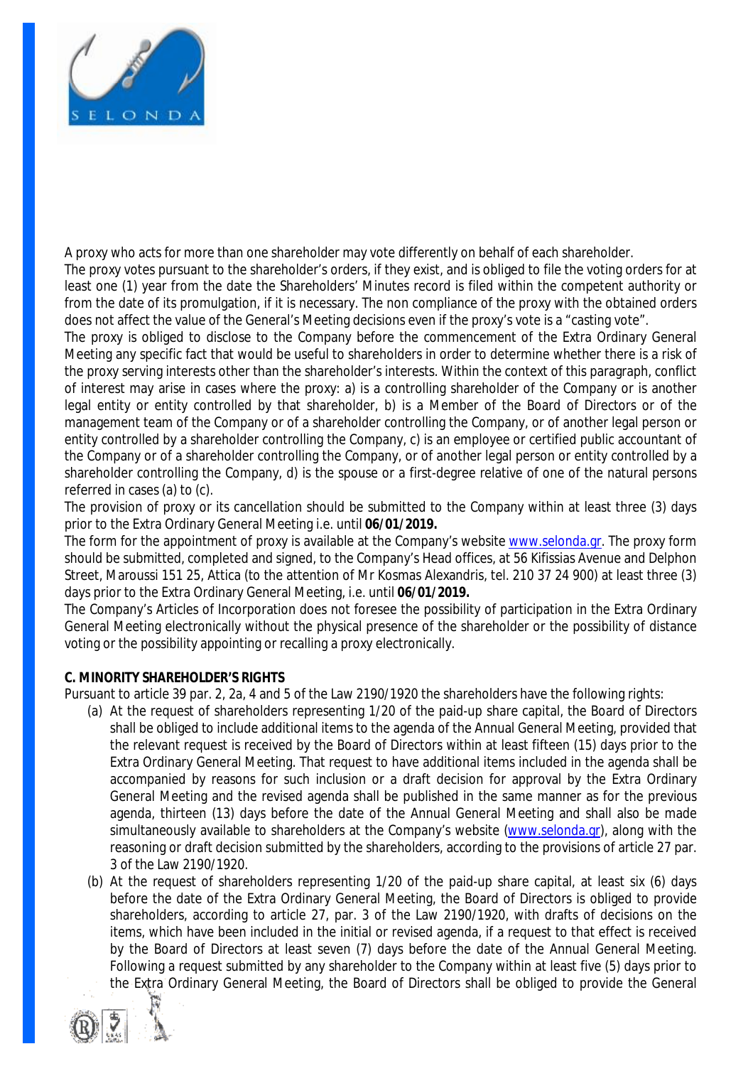A proxy who acts for more than one shareholder may vote differently on behalf of each shareholder.

The proxy votes pursuant to the shareholder's orders, if they exist, and is obliged to file the voting orders for at least one (1) year from the date the Shareholders' Minutes record is filed within the competent authority or from the date of its promulgation, if it is necessary. The non compliance of the proxy with the obtained orders does not affect the value of the General's Meeting decisions even if the proxy's vote is a "casting vote".

The proxy is obliged to disclose to the Company before the commencement of the Extra Ordinary General Meeting any specific fact that would be useful to shareholders in order to determine whether there is a risk of the proxy serving interests other than the shareholder's interests. Within the context of this paragraph, conflict of interest may arise in cases where the proxy: a) is a controlling shareholder of the Company or is another legal entity or entity controlled by that shareholder, b) is a Member of the Board of Directors or of the management team of the Company or of a shareholder controlling the Company, or of another legal person or entity controlled by a shareholder controlling the Company, c) is an employee or certified public accountant of the Company or of a shareholder controlling the Company, or of another legal person or entity controlled by a shareholder controlling the Company, d) is the spouse or a first-degree relative of one of the natural persons referred in cases (a) to (c).

The provision of proxy or its cancellation should be submitted to the Company within at least three (3) days prior to the Extra Ordinary General Meeting i.e. until **06/01/2019.**

The form for the appointment of proxy is available at the Company's website www.selonda.gr. The proxy form should be submitted, completed and signed, to the Company's Head offices, at 56 Kifissias Avenue and Delphon Street, Maroussi 151 25, Attica (to the attention of Mr Kosmas Alexandris, tel. 210 37 24 900) at least three (3) days prior to the Extra Ordinary General Meeting, i.e. until **06/01/2019.**

The Company's Articles of Incorporation does not foresee the possibility of participation in the Extra Ordinary General Meeting electronically without the physical presence of the shareholder or the possibility of distance voting or the possibility appointing or recalling a proxy electronically.

**C. MINORITY SHAREHOLDER'S RIGHTS**

Pursuant to article 39 par. 2, 2a, 4 and 5 of the Law 2190/1920 the shareholders have the following rights:

(a) At the request of shareholders representing 1/20 of the paid-up share capital, the Board of Directors shall be obliged to include additional items to the agenda of the Annual General Meeting, provided that the relevant request is received by the Board of Directors within at least fifteen (15) days prior to the Extra Ordinary General Meeting. That request to have additional items included in the agenda shall be accompanied by reasons for such inclusion or a draft decision for approval by the Extra Ordinary General Meeting and the revised agenda shall be published in the same manner as for the previous agenda, thirteen (13) days before the date of the Annual General Meeting and shall also be made simultaneously available to shareholders at the Company's website (www.selonda.gr), along with the reasoning or draft decision submitted by the shareholders, according to the provisions of article 27 par. 3 of the Law 2190/1920.

(b) At the request of shareholders representing 1/20 of the paid-up share capital, at least six (6) days before the date of the Extra Ordinary General Meeting, the Board of Directors is obliged to provide shareholders, according to article 27, par. 3 of the Law 2190/1920, with drafts of decisions on the items, which have been included in the initial or revised agenda, if a request to that effect is received by the Board of Directors at least seven (7) days before the date of the Annual General Meeting. Following a request submitted by any shareholder to the Company within at least five (5) days prior to the Extra Ordinary General Meeting, the Board of Directors shall be obliged to provide the General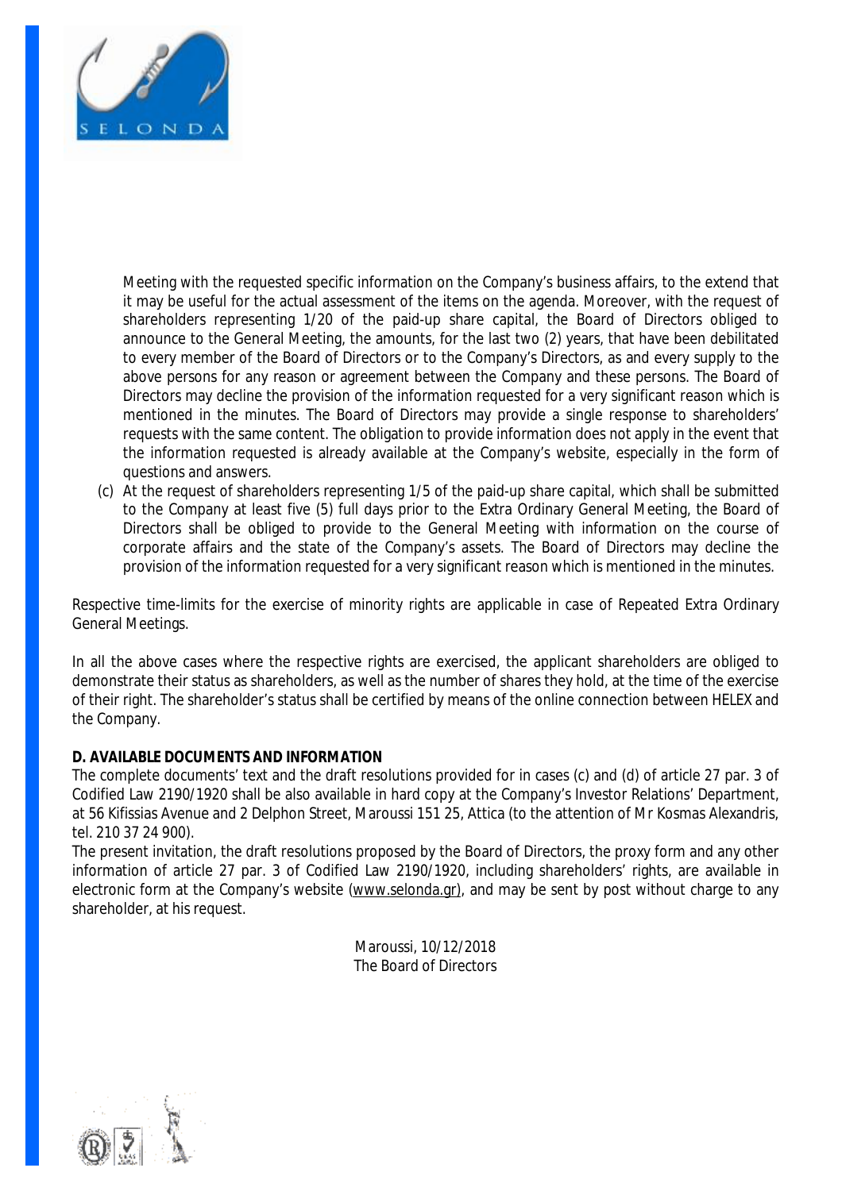Meeting with the requested specific information on the Company's business affairs, to the extend that it may be useful for the actual assessment of the items on the agenda. Moreover, with the request of shareholders representing 1/20 of the paid-up share capital, the Board of Directors obliged to announce to the General Meeting, the amounts, for the last two (2) years, that have been debilitated to every member of the Board of Directors or to the Company's Directors, as and every supply to the above persons for any reason or agreement between the Company and these persons. The Board of Directors may decline the provision of the information requested for a very significant reason which is mentioned in the minutes. The Board of Directors may provide a single response to shareholders' requests with the same content. The obligation to provide information does not apply in the event that the information requested is already available at the Company's website, especially in the form of questions and answers.

(c) At the request of shareholders representing 1/5 of the paid-up share capital, which shall be submitted to the Company at least five (5) full days prior to the Extra Ordinary General Meeting, the Board of Directors shall be obliged to provide to the General Meeting with information on the course of corporate affairs and the state of the Company's assets. The Board of Directors may decline the provision of the information requested for a very significant reason which is mentioned in the minutes.

Respective time-limits for the exercise of minority rights are applicable in case of Repeated Extra Ordinary General Meetings.

In all the above cases where the respective rights are exercised, the applicant shareholders are obliged to demonstrate their status as shareholders, as well as the number of shares they hold, at the time of the exercise of their right. The shareholder's status shall be certified by means of the online connection between HELEX and the Company.

**D. AVAILABLE DOCUMENTS AND INFORMATION**

The complete documents' text and the draft resolutions provided for in cases (c) and (d) of article 27 par. 3 of Codified Law 2190/1920 shall be also available in hard copy at the Company's Investor Relations' Department, at 56 Kifissias Avenue and 2 Delphon Street, Maroussi 151 25, Attica (to the attention of Mr Kosmas Alexandris, tel. 210 37 24 900).

The present invitation, the draft resolutions proposed by the Board of Directors, the proxy form and any other information of article 27 par. 3 of Codified Law 2190/1920, including shareholders' rights, are available in electronic form at the Company's website (www.selonda.gr), and may be sent by post without charge to any shareholder, at his request.

Maroussi, 10/12/2018

The Board of Directors